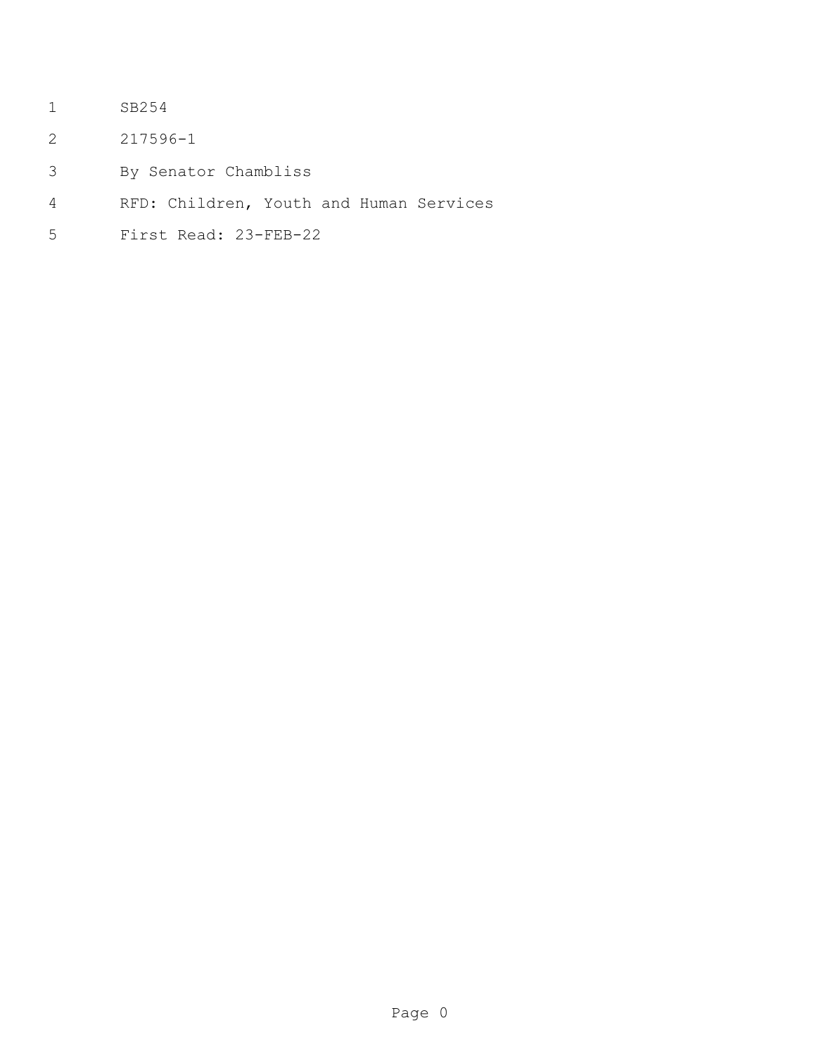SB254

217596-1

By Senator Chambliss

RFD: Children, Youth and Human Services

First Read: 23-FEB-22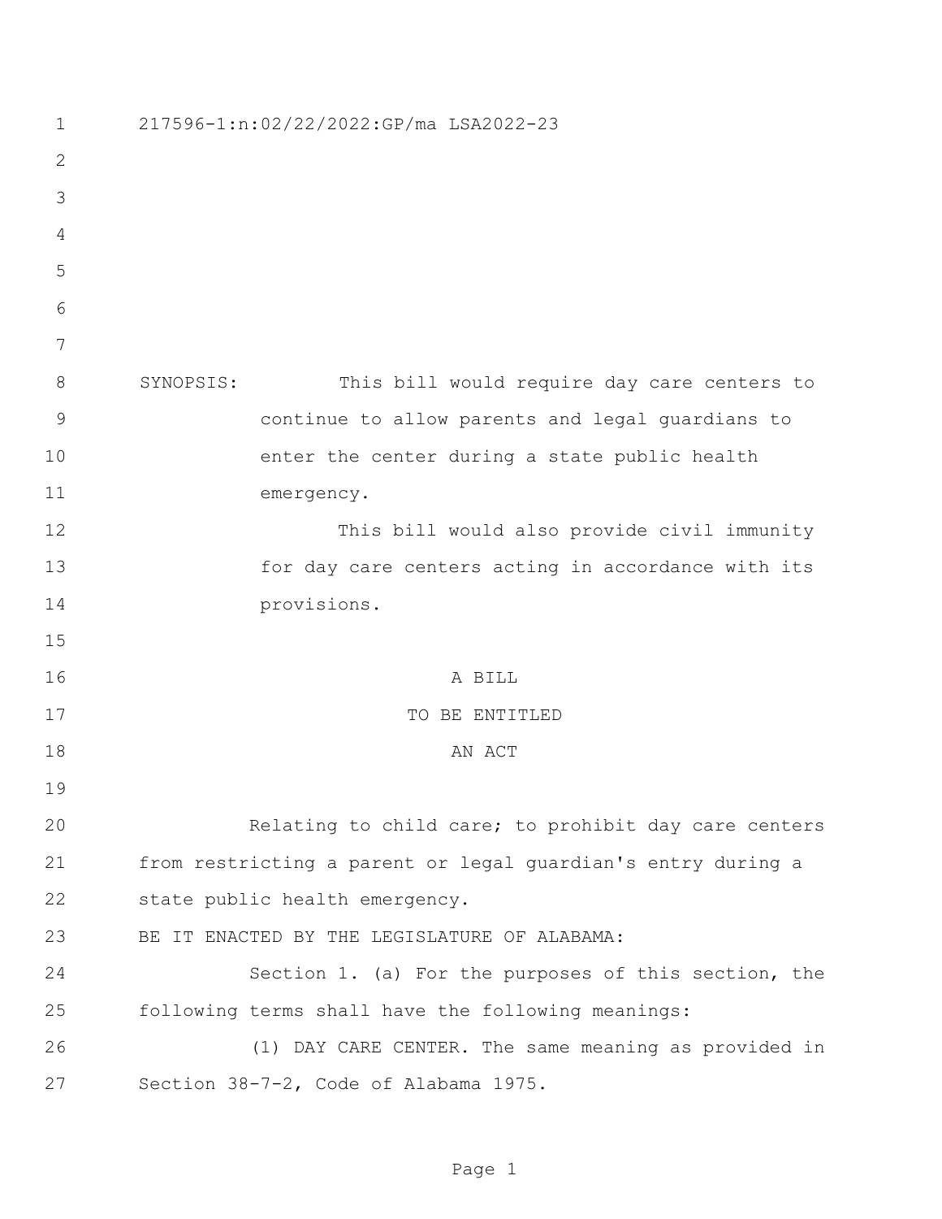217596-1:n:02/22/2022:GP/ma LSA2022-23

SYNOPSIS: This bill would require day care centers to continue to allow parents and legal guardians to enter the center during a state public health emergency.

This bill would also provide civil immunity for day care centers acting in accordance with its provisions.

A BILL

TO BE ENTITLED

AN ACT

Relating to child care; to prohibit day care centers from restricting a parent or legal guardian's entry during a state public health emergency.

BE IT ENACTED BY THE LEGISLATURE OF ALABAMA:

Section 1. (a) For the purposes of this section, the following terms shall have the following meanings:

(1) DAY CARE CENTER. The same meaning as provided in Section 38-7-2, Code of Alabama 1975.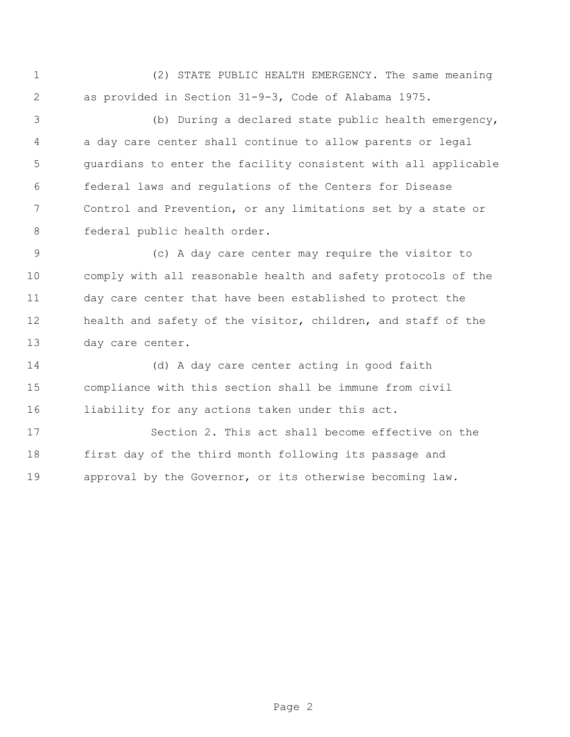(2) STATE PUBLIC HEALTH EMERGENCY. The same meaning as provided in Section 31-9-3, Code of Alabama 1975.

(b) During a declared state public health emergency, a day care center shall continue to allow parents or legal guardians to enter the facility consistent with all applicable federal laws and regulations of the Centers for Disease Control and Prevention, or any limitations set by a state or federal public health order.

(c) A day care center may require the visitor to comply with all reasonable health and safety protocols of the day care center that have been established to protect the health and safety of the visitor, children, and staff of the day care center.

(d) A day care center acting in good faith compliance with this section shall be immune from civil liability for any actions taken under this act.

Section 2. This act shall become effective on the first day of the third month following its passage and approval by the Governor, or its otherwise becoming law.